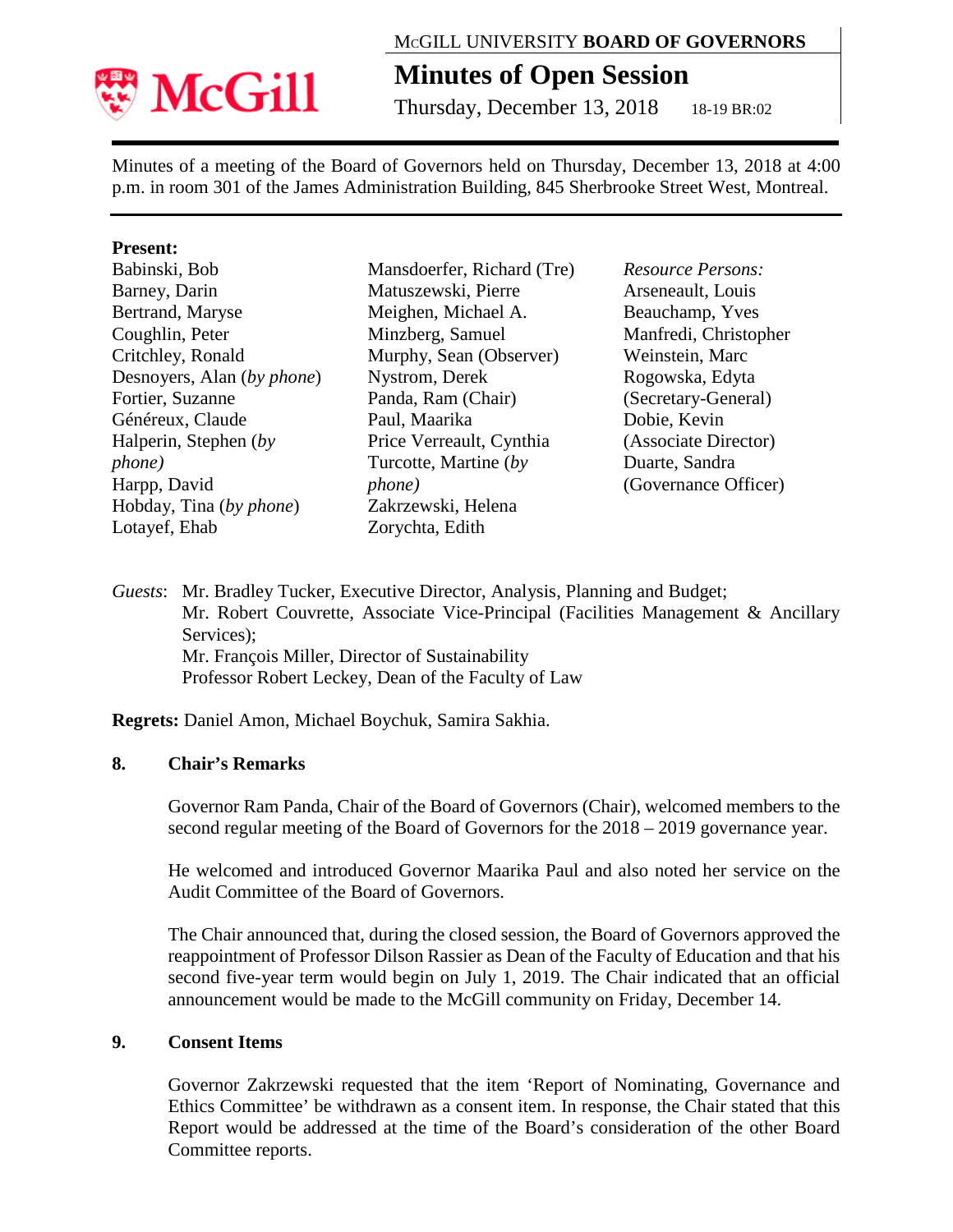McGILL UNIVERSITY **BOARD OF GOVERNORS**

# Minutes of Open Session

Thursday, December 13, 2018 18-19 BR:02

Minutes of a meeting of the Board of Governors held on Thursday, December 13, 2018 at 4:00 p.m. in room 301 of the James Administration Building, 845 Sherbrooke Street West, Montreal.

**Present:**

Babinski, Bob
Barney, Darin
Bertrand, Maryse
Coughlin, Peter
Critchley, Ronald
Desnoyers, Alan (*by phone*)
Fortier, Suzanne
Généreux, Claude
Halperin, Stephen (*by phone)*
Harpp, David
Hobday, Tina (*by phone*)
Lotayef, Ehab
Mansdoerfer, Richard (Tre)
Matuszewski, Pierre
Meighen, Michael A.
Minzberg, Samuel
Murphy, Sean (Observer)
Nystrom, Derek
Panda, Ram (Chair)
Paul, Maarika
Price Verreault, Cynthia
Turcotte, Martine (*by phone)*
Zakrzewski, Helena
Zorychta, Edith

*Resource Persons:*
Arseneault, Louis
Beauchamp, Yves
Manfredi, Christopher
Weinstein, Marc
Rogowska, Edyta (Secretary-General)
Dobie, Kevin (Associate Director)
Duarte, Sandra (Governance Officer)

*Guests*: Mr. Bradley Tucker, Executive Director, Analysis, Planning and Budget;
Mr. Robert Couvrette, Associate Vice-Principal (Facilities Management & Ancillary Services);
Mr. François Miller, Director of Sustainability
Professor Robert Leckey, Dean of the Faculty of Law

**Regrets:** Daniel Amon, Michael Boychuk, Samira Sakhia.

## 8. Chair's Remarks

Governor Ram Panda, Chair of the Board of Governors (Chair), welcomed members to the second regular meeting of the Board of Governors for the 2018 – 2019 governance year.

He welcomed and introduced Governor Maarika Paul and also noted her service on the Audit Committee of the Board of Governors.

The Chair announced that, during the closed session, the Board of Governors approved the reappointment of Professor Dilson Rassier as Dean of the Faculty of Education and that his second five-year term would begin on July 1, 2019. The Chair indicated that an official announcement would be made to the McGill community on Friday, December 14.

## 9. Consent Items

Governor Zakrzewski requested that the item 'Report of Nominating, Governance and Ethics Committee' be withdrawn as a consent item. In response, the Chair stated that this Report would be addressed at the time of the Board's consideration of the other Board Committee reports.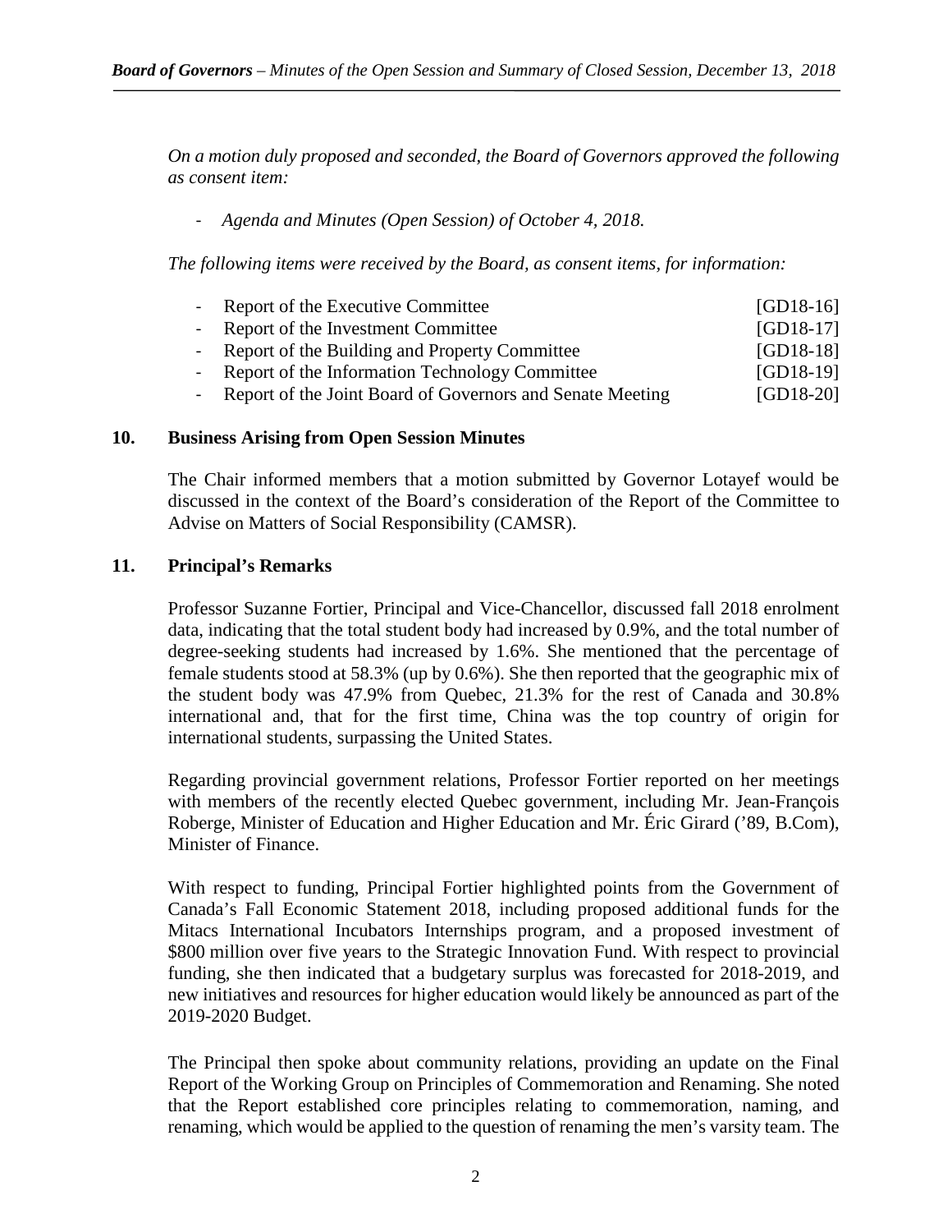*On a motion duly proposed and seconded, the Board of Governors approved the following as consent item:*

- *Agenda and Minutes (Open Session) of October 4, 2018.*

*The following items were received by the Board, as consent items, for information:*

- Report of the Executive Committee [GD18-16]
- Report of the Investment Committee [GD18-17]
- Report of the Building and Property Committee [GD18-18]
- Report of the Information Technology Committee [GD18-19]
- Report of the Joint Board of Governors and Senate Meeting [GD18-20]

## 10. Business Arising from Open Session Minutes

The Chair informed members that a motion submitted by Governor Lotayef would be discussed in the context of the Board's consideration of the Report of the Committee to Advise on Matters of Social Responsibility (CAMSR).

## 11. Principal's Remarks

Professor Suzanne Fortier, Principal and Vice-Chancellor, discussed fall 2018 enrolment data, indicating that the total student body had increased by 0.9%, and the total number of degree-seeking students had increased by 1.6%. She mentioned that the percentage of female students stood at 58.3% (up by 0.6%). She then reported that the geographic mix of the student body was 47.9% from Quebec, 21.3% for the rest of Canada and 30.8% international and, that for the first time, China was the top country of origin for international students, surpassing the United States.

Regarding provincial government relations, Professor Fortier reported on her meetings with members of the recently elected Quebec government, including Mr. Jean-François Roberge, Minister of Education and Higher Education and Mr. Éric Girard ('89, B.Com), Minister of Finance.

With respect to funding, Principal Fortier highlighted points from the Government of Canada's Fall Economic Statement 2018, including proposed additional funds for the Mitacs International Incubators Internships program, and a proposed investment of $800 million over five years to the Strategic Innovation Fund. With respect to provincial funding, she then indicated that a budgetary surplus was forecasted for 2018-2019, and new initiatives and resources for higher education would likely be announced as part of the 2019-2020 Budget.

The Principal then spoke about community relations, providing an update on the Final Report of the Working Group on Principles of Commemoration and Renaming. She noted that the Report established core principles relating to commemoration, naming, and renaming, which would be applied to the question of renaming the men's varsity team. The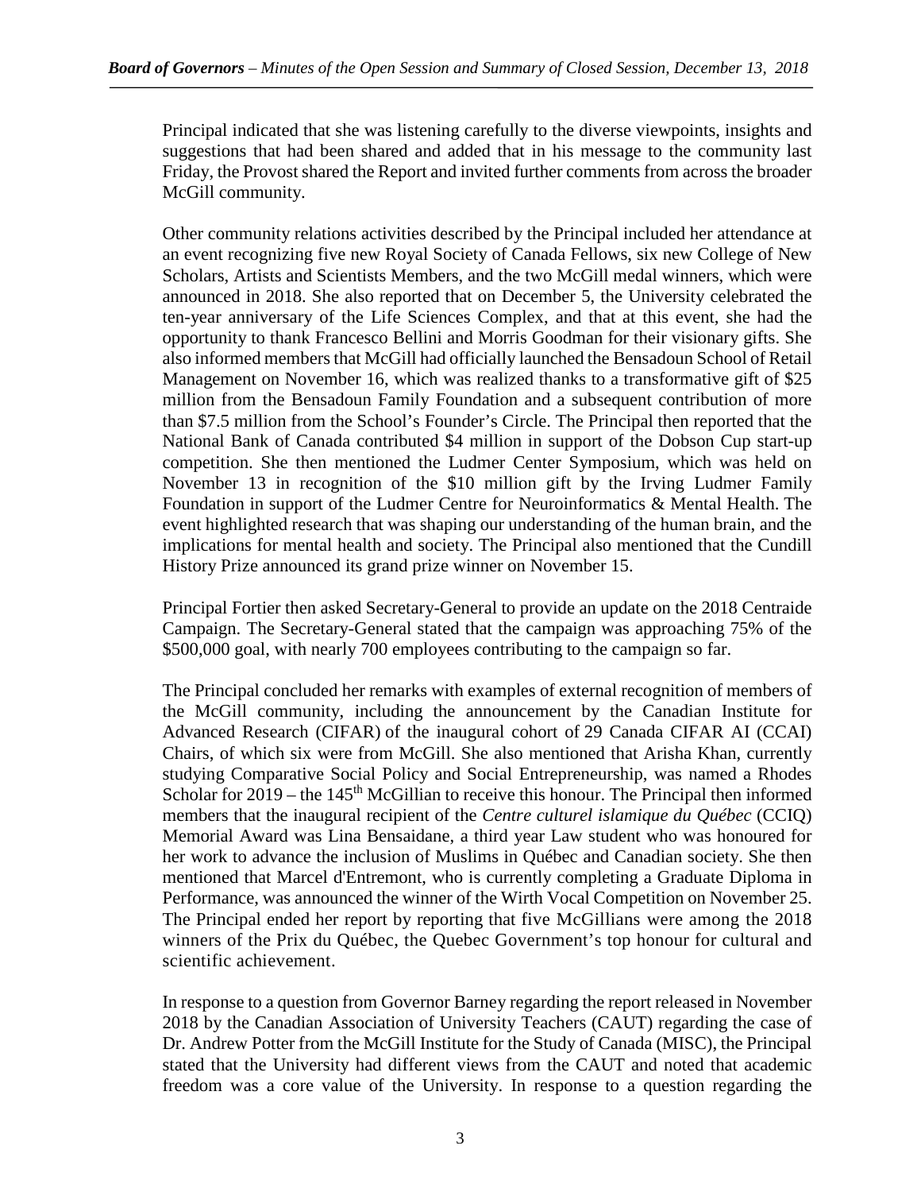Principal indicated that she was listening carefully to the diverse viewpoints, insights and suggestions that had been shared and added that in his message to the community last Friday, the Provost shared the Report and invited further comments from across the broader McGill community.

Other community relations activities described by the Principal included her attendance at an event recognizing five new Royal Society of Canada Fellows, six new College of New Scholars, Artists and Scientists Members, and the two McGill medal winners, which were announced in 2018. She also reported that on December 5, the University celebrated the ten-year anniversary of the Life Sciences Complex, and that at this event, she had the opportunity to thank Francesco Bellini and Morris Goodman for their visionary gifts. She also informed members that McGill had officially launched the Bensadoun School of Retail Management on November 16, which was realized thanks to a transformative gift of $25 million from the Bensadoun Family Foundation and a subsequent contribution of more than $7.5 million from the School's Founder's Circle. The Principal then reported that the National Bank of Canada contributed $4 million in support of the Dobson Cup start-up competition. She then mentioned the Ludmer Center Symposium, which was held on November 13 in recognition of the $10 million gift by the Irving Ludmer Family Foundation in support of the Ludmer Centre for Neuroinformatics & Mental Health. The event highlighted research that was shaping our understanding of the human brain, and the implications for mental health and society. The Principal also mentioned that the Cundill History Prize announced its grand prize winner on November 15.

Principal Fortier then asked Secretary-General to provide an update on the 2018 Centraide Campaign. The Secretary-General stated that the campaign was approaching 75% of the $500,000 goal, with nearly 700 employees contributing to the campaign so far.

The Principal concluded her remarks with examples of external recognition of members of the McGill community, including the announcement by the Canadian Institute for Advanced Research (CIFAR) of the inaugural cohort of 29 Canada CIFAR AI (CCAI) Chairs, of which six were from McGill. She also mentioned that Arisha Khan, currently studying Comparative Social Policy and Social Entrepreneurship, was named a Rhodes Scholar for 2019 – the 145th McGillian to receive this honour. The Principal then informed members that the inaugural recipient of the *Centre culturel islamique du Québec* (CCIQ) Memorial Award was Lina Bensaidane, a third year Law student who was honoured for her work to advance the inclusion of Muslims in Québec and Canadian society. She then mentioned that Marcel d'Entremont, who is currently completing a Graduate Diploma in Performance, was announced the winner of the Wirth Vocal Competition on November 25. The Principal ended her report by reporting that five McGillians were among the 2018 winners of the Prix du Québec, the Quebec Government's top honour for cultural and scientific achievement.

In response to a question from Governor Barney regarding the report released in November 2018 by the Canadian Association of University Teachers (CAUT) regarding the case of Dr. Andrew Potter from the McGill Institute for the Study of Canada (MISC), the Principal stated that the University had different views from the CAUT and noted that academic freedom was a core value of the University. In response to a question regarding the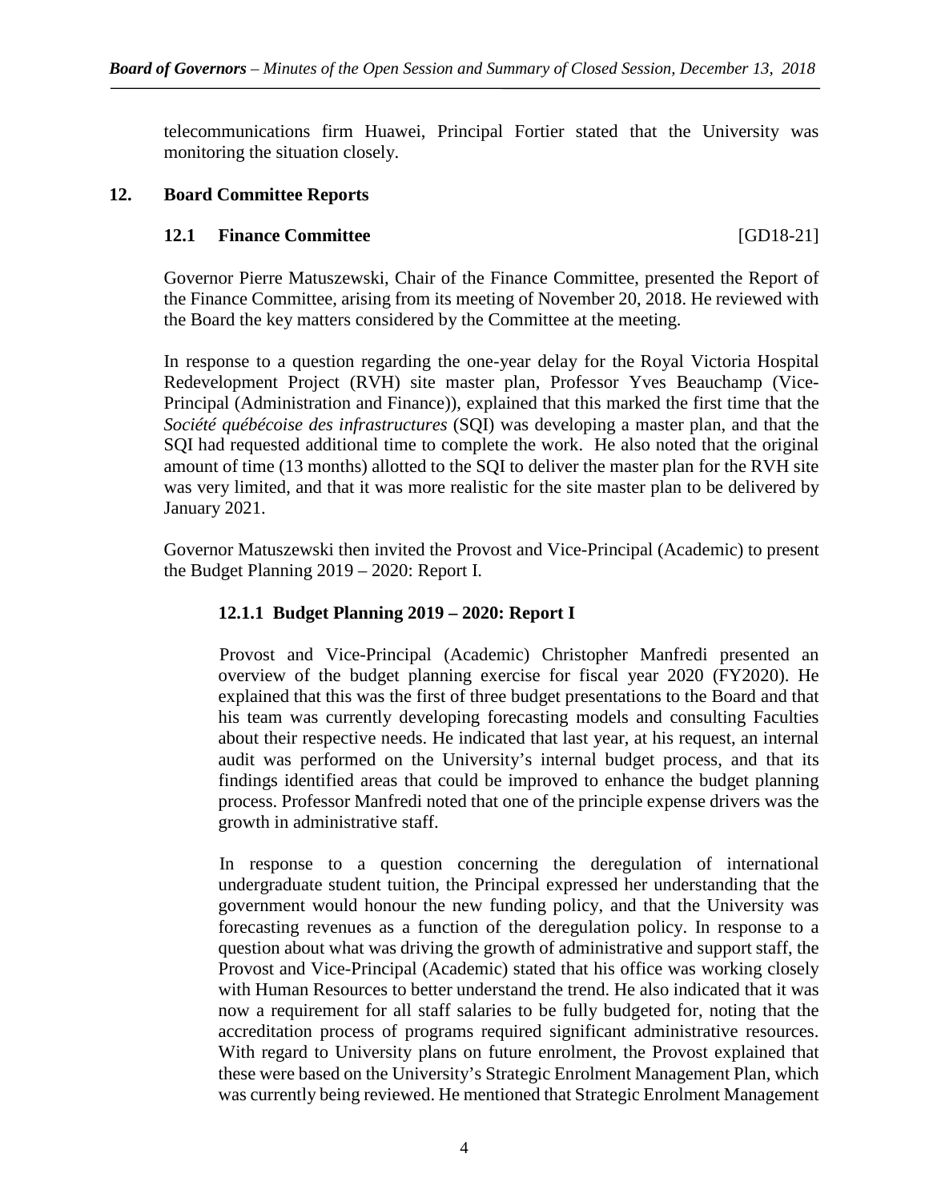telecommunications firm Huawei, Principal Fortier stated that the University was monitoring the situation closely.

## 12. Board Committee Reports

### 12.1 Finance Committee [GD18-21]

Governor Pierre Matuszewski, Chair of the Finance Committee, presented the Report of the Finance Committee, arising from its meeting of November 20, 2018. He reviewed with the Board the key matters considered by the Committee at the meeting.

In response to a question regarding the one-year delay for the Royal Victoria Hospital Redevelopment Project (RVH) site master plan, Professor Yves Beauchamp (Vice-Principal (Administration and Finance)), explained that this marked the first time that the *Société québécoise des infrastructures* (SQI) was developing a master plan, and that the SQI had requested additional time to complete the work. He also noted that the original amount of time (13 months) allotted to the SQI to deliver the master plan for the RVH site was very limited, and that it was more realistic for the site master plan to be delivered by January 2021.

Governor Matuszewski then invited the Provost and Vice-Principal (Academic) to present the Budget Planning 2019 – 2020: Report I.

#### 12.1.1 Budget Planning 2019 – 2020: Report I

Provost and Vice-Principal (Academic) Christopher Manfredi presented an overview of the budget planning exercise for fiscal year 2020 (FY2020). He explained that this was the first of three budget presentations to the Board and that his team was currently developing forecasting models and consulting Faculties about their respective needs. He indicated that last year, at his request, an internal audit was performed on the University's internal budget process, and that its findings identified areas that could be improved to enhance the budget planning process. Professor Manfredi noted that one of the principle expense drivers was the growth in administrative staff.

In response to a question concerning the deregulation of international undergraduate student tuition, the Principal expressed her understanding that the government would honour the new funding policy, and that the University was forecasting revenues as a function of the deregulation policy. In response to a question about what was driving the growth of administrative and support staff, the Provost and Vice-Principal (Academic) stated that his office was working closely with Human Resources to better understand the trend. He also indicated that it was now a requirement for all staff salaries to be fully budgeted for, noting that the accreditation process of programs required significant administrative resources. With regard to University plans on future enrolment, the Provost explained that these were based on the University's Strategic Enrolment Management Plan, which was currently being reviewed. He mentioned that Strategic Enrolment Management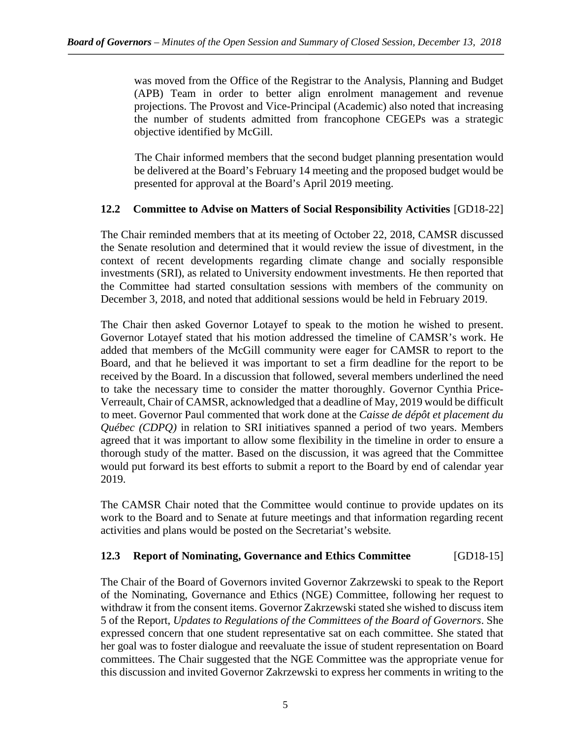was moved from the Office of the Registrar to the Analysis, Planning and Budget (APB) Team in order to better align enrolment management and revenue projections. The Provost and Vice-Principal (Academic) also noted that increasing the number of students admitted from francophone CEGEPs was a strategic objective identified by McGill.

The Chair informed members that the second budget planning presentation would be delivered at the Board's February 14 meeting and the proposed budget would be presented for approval at the Board's April 2019 meeting.

### 12.2 Committee to Advise on Matters of Social Responsibility Activities [GD18-22]

The Chair reminded members that at its meeting of October 22, 2018, CAMSR discussed the Senate resolution and determined that it would review the issue of divestment, in the context of recent developments regarding climate change and socially responsible investments (SRI), as related to University endowment investments. He then reported that the Committee had started consultation sessions with members of the community on December 3, 2018, and noted that additional sessions would be held in February 2019.

The Chair then asked Governor Lotayef to speak to the motion he wished to present. Governor Lotayef stated that his motion addressed the timeline of CAMSR's work. He added that members of the McGill community were eager for CAMSR to report to the Board, and that he believed it was important to set a firm deadline for the report to be received by the Board. In a discussion that followed, several members underlined the need to take the necessary time to consider the matter thoroughly. Governor Cynthia Price-Verreault, Chair of CAMSR, acknowledged that a deadline of May, 2019 would be difficult to meet. Governor Paul commented that work done at the *Caisse de dépôt et placement du Québec (CDPQ)* in relation to SRI initiatives spanned a period of two years. Members agreed that it was important to allow some flexibility in the timeline in order to ensure a thorough study of the matter. Based on the discussion, it was agreed that the Committee would put forward its best efforts to submit a report to the Board by end of calendar year 2019.

The CAMSR Chair noted that the Committee would continue to provide updates on its work to the Board and to Senate at future meetings and that information regarding recent activities and plans would be posted on the Secretariat's website.

### 12.3 Report of Nominating, Governance and Ethics Committee [GD18-15]

The Chair of the Board of Governors invited Governor Zakrzewski to speak to the Report of the Nominating, Governance and Ethics (NGE) Committee, following her request to withdraw it from the consent items. Governor Zakrzewski stated she wished to discuss item 5 of the Report, *Updates to Regulations of the Committees of the Board of Governors*. She expressed concern that one student representative sat on each committee. She stated that her goal was to foster dialogue and reevaluate the issue of student representation on Board committees. The Chair suggested that the NGE Committee was the appropriate venue for this discussion and invited Governor Zakrzewski to express her comments in writing to the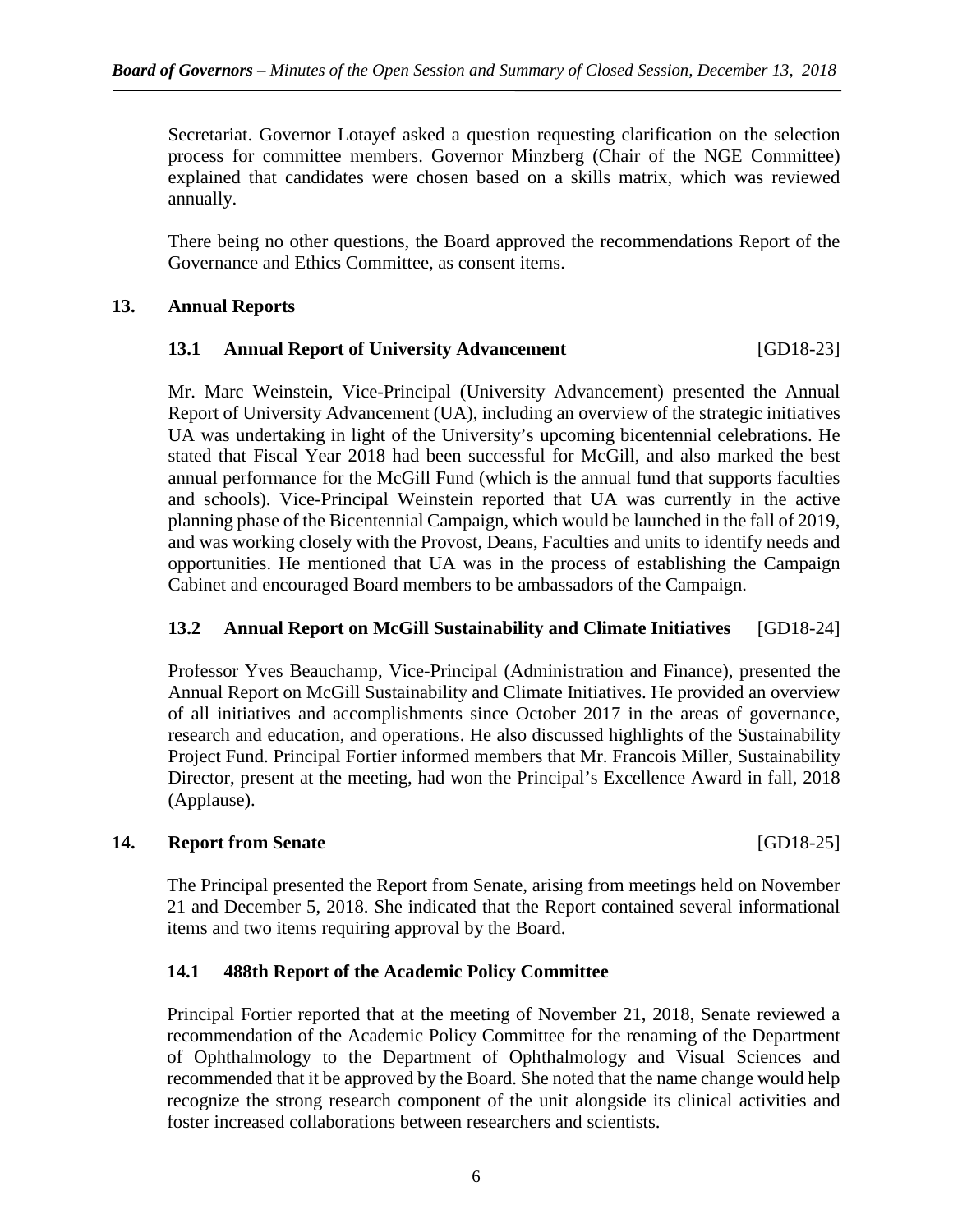Secretariat. Governor Lotayef asked a question requesting clarification on the selection process for committee members. Governor Minzberg (Chair of the NGE Committee) explained that candidates were chosen based on a skills matrix, which was reviewed annually.

There being no other questions, the Board approved the recommendations Report of the Governance and Ethics Committee, as consent items.

## 13. Annual Reports

### 13.1 Annual Report of University Advancement [GD18-23]

Mr. Marc Weinstein, Vice-Principal (University Advancement) presented the Annual Report of University Advancement (UA), including an overview of the strategic initiatives UA was undertaking in light of the University's upcoming bicentennial celebrations. He stated that Fiscal Year 2018 had been successful for McGill, and also marked the best annual performance for the McGill Fund (which is the annual fund that supports faculties and schools). Vice-Principal Weinstein reported that UA was currently in the active planning phase of the Bicentennial Campaign, which would be launched in the fall of 2019, and was working closely with the Provost, Deans, Faculties and units to identify needs and opportunities. He mentioned that UA was in the process of establishing the Campaign Cabinet and encouraged Board members to be ambassadors of the Campaign.

### 13.2 Annual Report on McGill Sustainability and Climate Initiatives [GD18-24]

Professor Yves Beauchamp, Vice-Principal (Administration and Finance), presented the Annual Report on McGill Sustainability and Climate Initiatives. He provided an overview of all initiatives and accomplishments since October 2017 in the areas of governance, research and education, and operations. He also discussed highlights of the Sustainability Project Fund. Principal Fortier informed members that Mr. Francois Miller, Sustainability Director, present at the meeting, had won the Principal's Excellence Award in fall, 2018 (Applause).

## 14. Report from Senate [GD18-25]

The Principal presented the Report from Senate, arising from meetings held on November 21 and December 5, 2018. She indicated that the Report contained several informational items and two items requiring approval by the Board.

### 14.1 488th Report of the Academic Policy Committee

Principal Fortier reported that at the meeting of November 21, 2018, Senate reviewed a recommendation of the Academic Policy Committee for the renaming of the Department of Ophthalmology to the Department of Ophthalmology and Visual Sciences and recommended that it be approved by the Board. She noted that the name change would help recognize the strong research component of the unit alongside its clinical activities and foster increased collaborations between researchers and scientists.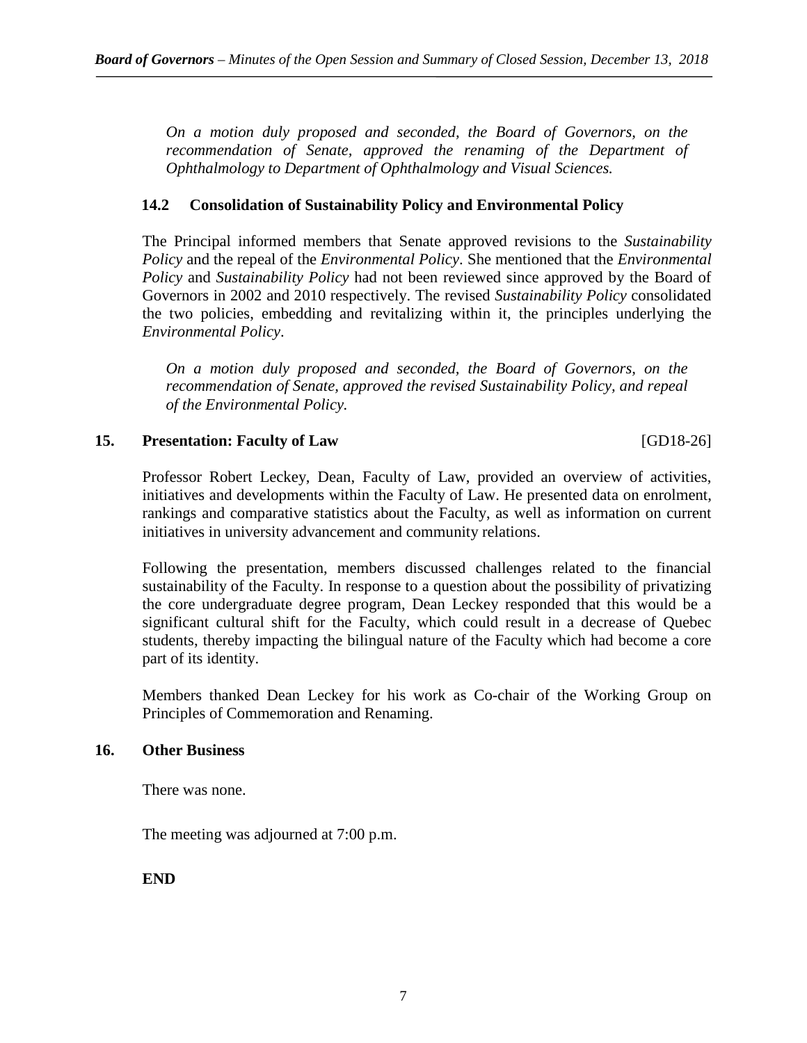*On a motion duly proposed and seconded, the Board of Governors, on the recommendation of Senate, approved the renaming of the Department of Ophthalmology to Department of Ophthalmology and Visual Sciences.*

### 14.2 Consolidation of Sustainability Policy and Environmental Policy

The Principal informed members that Senate approved revisions to the *Sustainability Policy* and the repeal of the *Environmental Policy*. She mentioned that the *Environmental Policy* and *Sustainability Policy* had not been reviewed since approved by the Board of Governors in 2002 and 2010 respectively. The revised *Sustainability Policy* consolidated the two policies, embedding and revitalizing within it, the principles underlying the *Environmental Policy*.

*On a motion duly proposed and seconded, the Board of Governors, on the recommendation of Senate, approved the revised Sustainability Policy, and repeal of the Environmental Policy.*

## 15. Presentation: Faculty of Law [GD18-26]

Professor Robert Leckey, Dean, Faculty of Law, provided an overview of activities, initiatives and developments within the Faculty of Law. He presented data on enrolment, rankings and comparative statistics about the Faculty, as well as information on current initiatives in university advancement and community relations.

Following the presentation, members discussed challenges related to the financial sustainability of the Faculty. In response to a question about the possibility of privatizing the core undergraduate degree program, Dean Leckey responded that this would be a significant cultural shift for the Faculty, which could result in a decrease of Quebec students, thereby impacting the bilingual nature of the Faculty which had become a core part of its identity.

Members thanked Dean Leckey for his work as Co-chair of the Working Group on Principles of Commemoration and Renaming.

## 16. Other Business

There was none.

The meeting was adjourned at 7:00 p.m.

**END**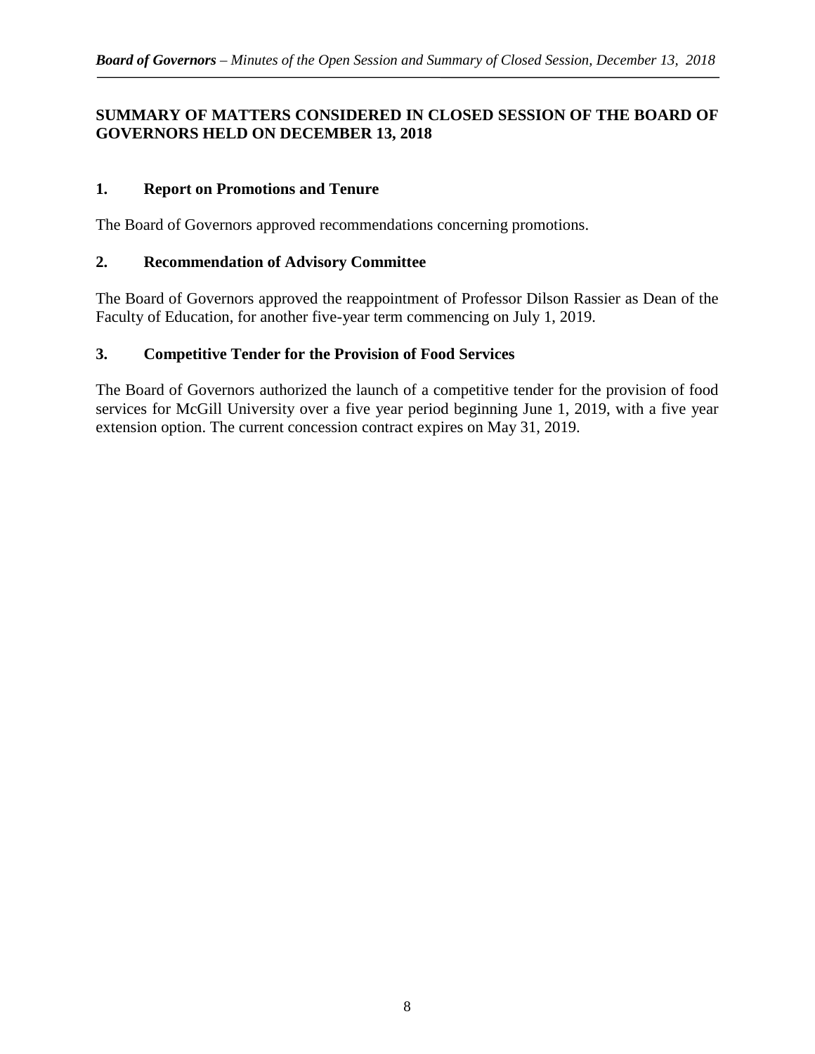## SUMMARY OF MATTERS CONSIDERED IN CLOSED SESSION OF THE BOARD OF GOVERNORS HELD ON DECEMBER 13, 2018

### 1. Report on Promotions and Tenure

The Board of Governors approved recommendations concerning promotions.

### 2. Recommendation of Advisory Committee

The Board of Governors approved the reappointment of Professor Dilson Rassier as Dean of the Faculty of Education, for another five-year term commencing on July 1, 2019.

### 3. Competitive Tender for the Provision of Food Services

The Board of Governors authorized the launch of a competitive tender for the provision of food services for McGill University over a five year period beginning June 1, 2019, with a five year extension option. The current concession contract expires on May 31, 2019.